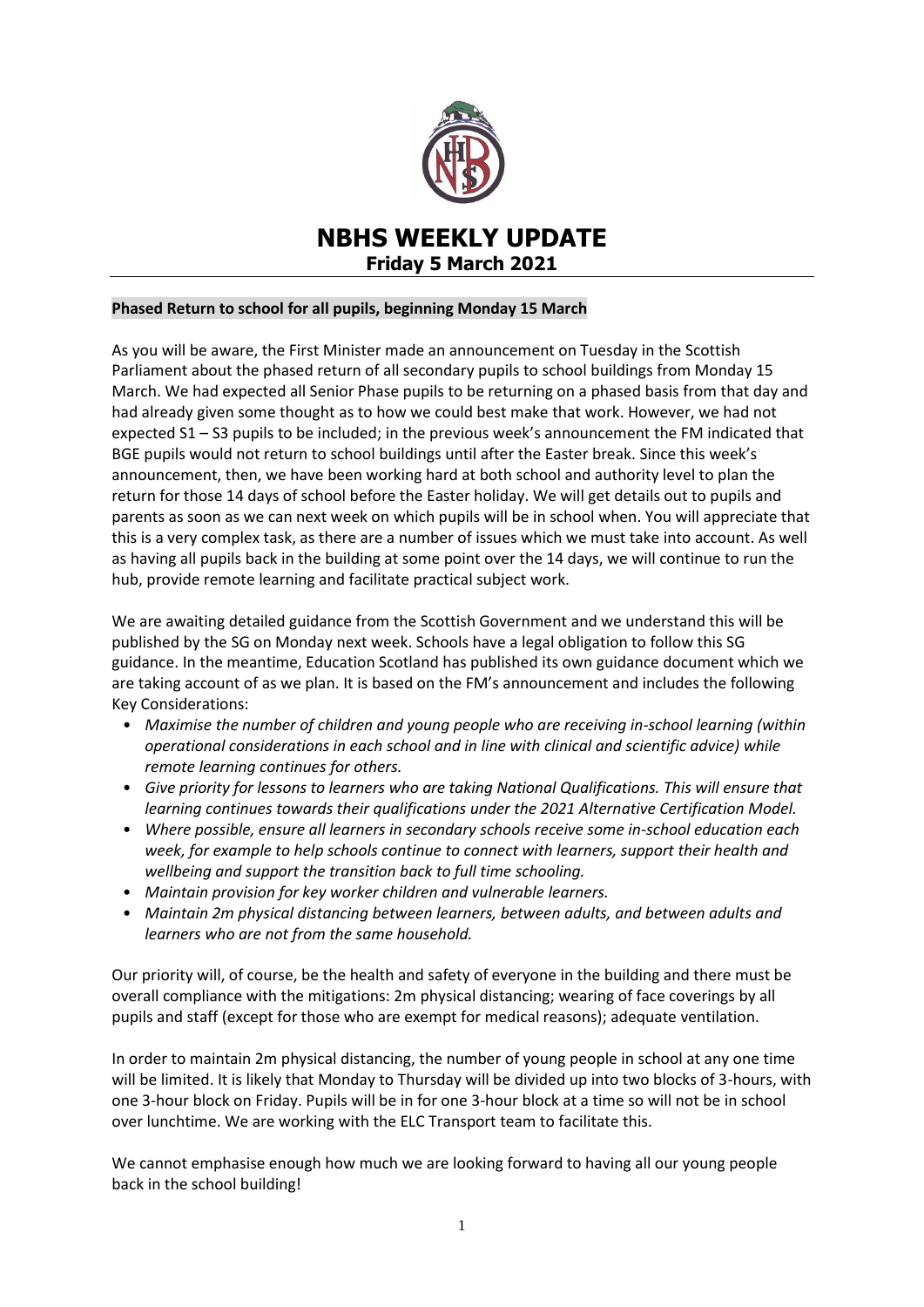# NBHS WEEKLY UPDATE

## Friday 5 March 2021

### **Phased Return to school for all pupils, beginning Monday 15 March**

As you will be aware, the First Minister made an announcement on Tuesday in the Scottish Parliament about the phased return of all secondary pupils to school buildings from Monday 15 March. We had expected all Senior Phase pupils to be returning on a phased basis from that day and had already given some thought as to how we could best make that work. However, we had not expected S1 – S3 pupils to be included; in the previous week's announcement the FM indicated that BGE pupils would not return to school buildings until after the Easter break. Since this week's announcement, then, we have been working hard at both school and authority level to plan the return for those 14 days of school before the Easter holiday. We will get details out to pupils and parents as soon as we can next week on which pupils will be in school when. You will appreciate that this is a very complex task, as there are a number of issues which we must take into account. As well as having all pupils back in the building at some point over the 14 days, we will continue to run the hub, provide remote learning and facilitate practical subject work.

We are awaiting detailed guidance from the Scottish Government and we understand this will be published by the SG on Monday next week. Schools have a legal obligation to follow this SG guidance. In the meantime, Education Scotland has published its own guidance document which we are taking account of as we plan. It is based on the FM's announcement and includes the following Key Considerations:

- *Maximise the number of children and young people who are receiving in-school learning (within operational considerations in each school and in line with clinical and scientific advice) while remote learning continues for others.*
- *Give priority for lessons to learners who are taking National Qualifications. This will ensure that learning continues towards their qualifications under the 2021 Alternative Certification Model.*
- *Where possible, ensure all learners in secondary schools receive some in-school education each week, for example to help schools continue to connect with learners, support their health and wellbeing and support the transition back to full time schooling.*
- *Maintain provision for key worker children and vulnerable learners.*
- *Maintain 2m physical distancing between learners, between adults, and between adults and learners who are not from the same household.*

Our priority will, of course, be the health and safety of everyone in the building and there must be overall compliance with the mitigations: 2m physical distancing; wearing of face coverings by all pupils and staff (except for those who are exempt for medical reasons); adequate ventilation.

In order to maintain 2m physical distancing, the number of young people in school at any one time will be limited. It is likely that Monday to Thursday will be divided up into two blocks of 3-hours, with one 3-hour block on Friday. Pupils will be in for one 3-hour block at a time so will not be in school over lunchtime. We are working with the ELC Transport team to facilitate this.

We cannot emphasise enough how much we are looking forward to having all our young people back in the school building!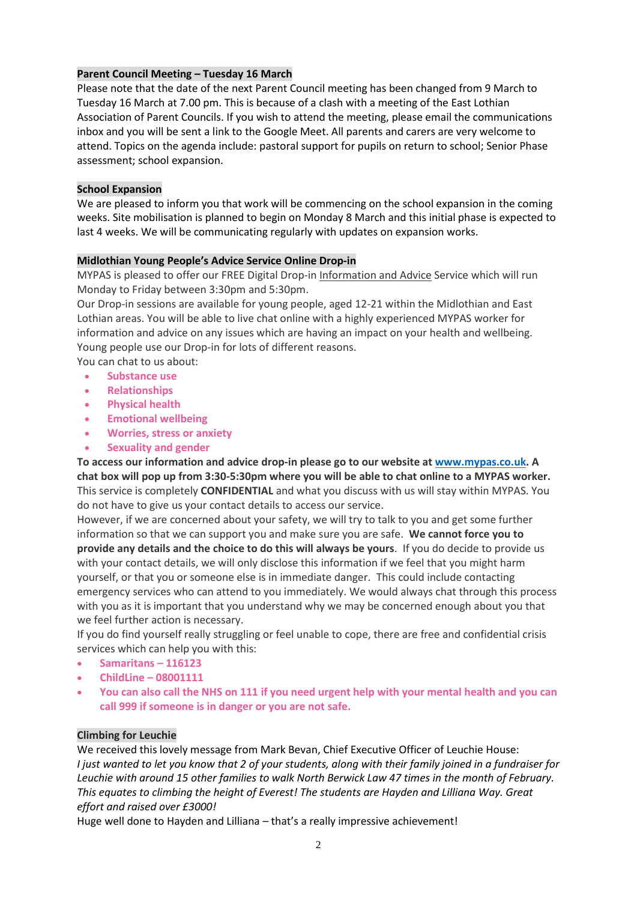**Parent Council Meeting – Tuesday 16 March**

Please note that the date of the next Parent Council meeting has been changed from 9 March to Tuesday 16 March at 7.00 pm. This is because of a clash with a meeting of the East Lothian Association of Parent Councils. If you wish to attend the meeting, please email the communications inbox and you will be sent a link to the Google Meet. All parents and carers are very welcome to attend. Topics on the agenda include: pastoral support for pupils on return to school; Senior Phase assessment; school expansion.

**School Expansion**

We are pleased to inform you that work will be commencing on the school expansion in the coming weeks. Site mobilisation is planned to begin on Monday 8 March and this initial phase is expected to last 4 weeks. We will be communicating regularly with updates on expansion works.

**Midlothian Young People's Advice Service Online Drop-in**

MYPAS is pleased to offer our FREE Digital Drop-in Information and Advice Service which will run Monday to Friday between 3:30pm and 5:30pm.

Our Drop-in sessions are available for young people, aged 12-21 within the Midlothian and East Lothian areas. You will be able to live chat online with a highly experienced MYPAS worker for information and advice on any issues which are having an impact on your health and wellbeing. Young people use our Drop-in for lots of different reasons.

You can chat to us about:

- **Substance use**
- **Relationships**
- **Physical health**
- **Emotional wellbeing**
- **Worries, stress or anxiety**
- **Sexuality and gender**

**To access our information and advice drop-in please go to our website at www.mypas.co.uk. A chat box will pop up from 3:30-5:30pm where you will be able to chat online to a MYPAS worker.**
This service is completely **CONFIDENTIAL** and what you discuss with us will stay within MYPAS. You do not have to give us your contact details to access our service.

However, if we are concerned about your safety, we will try to talk to you and get some further information so that we can support you and make sure you are safe. **We cannot force you to provide any details and the choice to do this will always be yours**. If you do decide to provide us with your contact details, we will only disclose this information if we feel that you might harm yourself, or that you or someone else is in immediate danger. This could include contacting emergency services who can attend to you immediately. We would always chat through this process with you as it is important that you understand why we may be concerned enough about you that we feel further action is necessary.

If you do find yourself really struggling or feel unable to cope, there are free and confidential crisis services which can help you with this:

- **Samaritans – 116123**
- **ChildLine – 08001111**
- **You can also call the NHS on 111 if you need urgent help with your mental health and you can call 999 if someone is in danger or you are not safe.**

**Climbing for Leuchie**

We received this lovely message from Mark Bevan, Chief Executive Officer of Leuchie House:

*I just wanted to let you know that 2 of your students, along with their family joined in a fundraiser for Leuchie with around 15 other families to walk North Berwick Law 47 times in the month of February. This equates to climbing the height of Everest! The students are Hayden and Lilliana Way. Great effort and raised over £3000!*

Huge well done to Hayden and Lilliana – that's a really impressive achievement!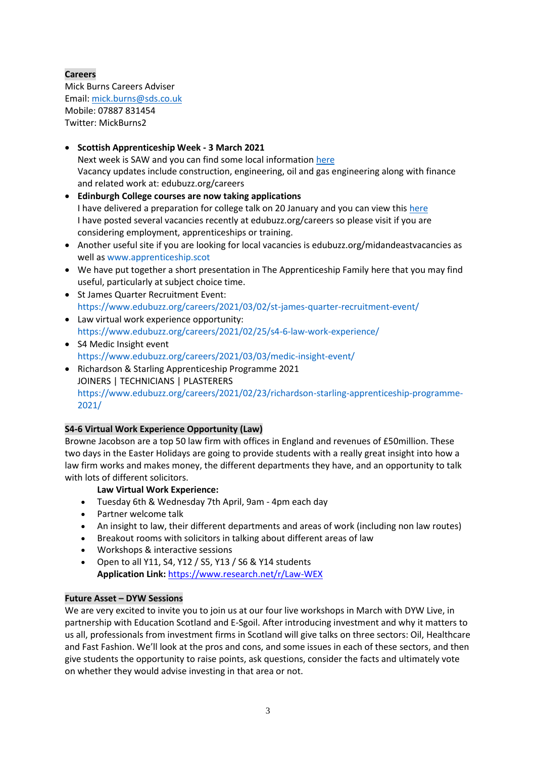## Careers

Mick Burns Careers Adviser
Email: mick.burns@sds.co.uk
Mobile: 07887 831454
Twitter: MickBurns2

- **Scottish Apprenticeship Week - 3 March 2021**
  Next week is SAW and you can find some local information here
  Vacancy updates include construction, engineering, oil and gas engineering along with finance and related work at: edubuzz.org/careers
- **Edinburgh College courses are now taking applications**
  I have delivered a preparation for college talk on 20 January and you can view this here
  I have posted several vacancies recently at edubuzz.org/careers so please visit if you are considering employment, apprenticeships or training.
- Another useful site if you are looking for local vacancies is edubuzz.org/midandeastvacancies as well as www.apprenticeship.scot
- We have put together a short presentation in The Apprenticeship Family here that you may find useful, particularly at subject choice time.
- St James Quarter Recruitment Event:
  https://www.edubuzz.org/careers/2021/03/02/st-james-quarter-recruitment-event/
- Law virtual work experience opportunity:
  https://www.edubuzz.org/careers/2021/02/25/s4-6-law-work-experience/
- S4 Medic Insight event
  https://www.edubuzz.org/careers/2021/03/03/medic-insight-event/
- Richardson & Starling Apprenticeship Programme 2021
  JOINERS | TECHNICIANS | PLASTERERS
  https://www.edubuzz.org/careers/2021/02/23/richardson-starling-apprenticeship-programme-2021/

## S4-6 Virtual Work Experience Opportunity (Law)

Browne Jacobson are a top 50 law firm with offices in England and revenues of £50million. These two days in the Easter Holidays are going to provide students with a really great insight into how a law firm works and makes money, the different departments they have, and an opportunity to talk with lots of different solicitors.

**Law Virtual Work Experience:**

- Tuesday 6th & Wednesday 7th April, 9am - 4pm each day
- Partner welcome talk
- An insight to law, their different departments and areas of work (including non law routes)
- Breakout rooms with solicitors in talking about different areas of law
- Workshops & interactive sessions
- Open to all Y11, S4, Y12 / S5, Y13 / S6 & Y14 students

**Application Link:** https://www.research.net/r/Law-WEX

## Future Asset – DYW Sessions

We are very excited to invite you to join us at our four live workshops in March with DYW Live, in partnership with Education Scotland and E-Sgoil. After introducing investment and why it matters to us all, professionals from investment firms in Scotland will give talks on three sectors: Oil, Healthcare and Fast Fashion. We'll look at the pros and cons, and some issues in each of these sectors, and then give students the opportunity to raise points, ask questions, consider the facts and ultimately vote on whether they would advise investing in that area or not.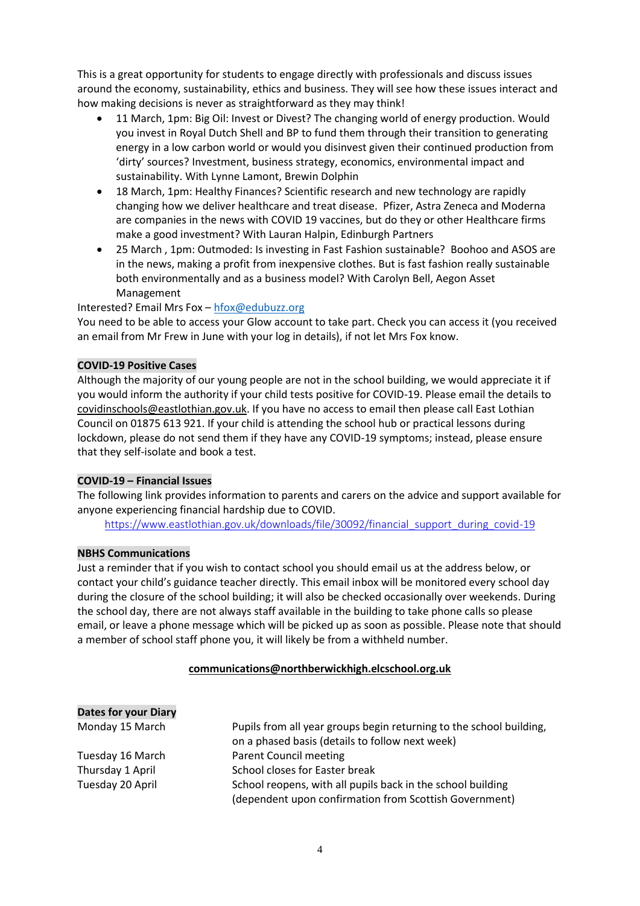This is a great opportunity for students to engage directly with professionals and discuss issues around the economy, sustainability, ethics and business. They will see how these issues interact and how making decisions is never as straightforward as they may think!

- 11 March, 1pm: Big Oil: Invest or Divest? The changing world of energy production. Would you invest in Royal Dutch Shell and BP to fund them through their transition to generating energy in a low carbon world or would you disinvest given their continued production from 'dirty' sources? Investment, business strategy, economics, environmental impact and sustainability. With Lynne Lamont, Brewin Dolphin
- 18 March, 1pm: Healthy Finances? Scientific research and new technology are rapidly changing how we deliver healthcare and treat disease. Pfizer, Astra Zeneca and Moderna are companies in the news with COVID 19 vaccines, but do they or other Healthcare firms make a good investment? With Lauran Halpin, Edinburgh Partners
- 25 March , 1pm: Outmoded: Is investing in Fast Fashion sustainable? Boohoo and ASOS are in the news, making a profit from inexpensive clothes. But is fast fashion really sustainable both environmentally and as a business model? With Carolyn Bell, Aegon Asset Management

Interested? Email Mrs Fox – hfox@edubuzz.org
You need to be able to access your Glow account to take part. Check you can access it (you received an email from Mr Frew in June with your log in details), if not let Mrs Fox know.

**COVID-19 Positive Cases**

Although the majority of our young people are not in the school building, we would appreciate it if you would inform the authority if your child tests positive for COVID-19. Please email the details to covidinschools@eastlothian.gov.uk. If you have no access to email then please call East Lothian Council on 01875 613 921. If your child is attending the school hub or practical lessons during lockdown, please do not send them if they have any COVID-19 symptoms; instead, please ensure that they self-isolate and book a test.

**COVID-19 – Financial Issues**

The following link provides information to parents and carers on the advice and support available for anyone experiencing financial hardship due to COVID.

https://www.eastlothian.gov.uk/downloads/file/30092/financial_support_during_covid-19

**NBHS Communications**

Just a reminder that if you wish to contact school you should email us at the address below, or contact your child's guidance teacher directly. This email inbox will be monitored every school day during the closure of the school building; it will also be checked occasionally over weekends. During the school day, there are not always staff available in the building to take phone calls so please email, or leave a phone message which will be picked up as soon as possible. Please note that should a member of school staff phone you, it will likely be from a withheld number.

**communications@northberwickhigh.elcschool.org.uk**

**Dates for your Diary**

| | |
|---|---|
| Monday 15 March | Pupils from all year groups begin returning to the school building, on a phased basis (details to follow next week) |
| Tuesday 16 March | Parent Council meeting |
| Thursday 1 April | School closes for Easter break |
| Tuesday 20 April | School reopens, with all pupils back in the school building (dependent upon confirmation from Scottish Government) |